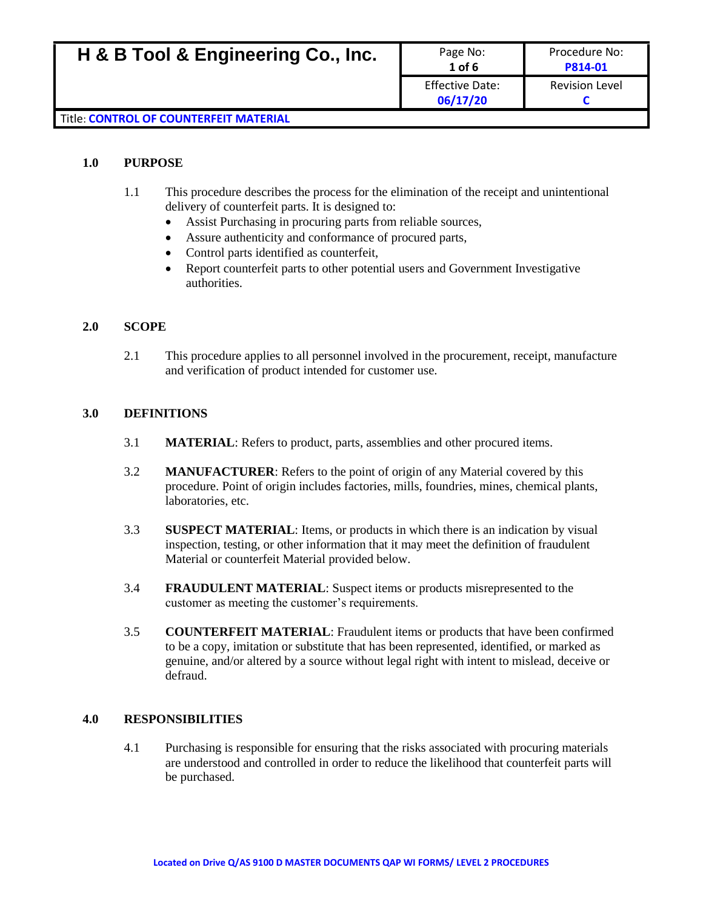| H & B Tool & Engineering Co., Inc. | Page No: **1 of 6** | Procedure No: **P814-01** |
|---|---|---|
| | Effective Date: **06/17/20** | Revision Level **C** |
| Title: **CONTROL OF COUNTERFEIT MATERIAL** | | |

## 1.0 PURPOSE

1.1 This procedure describes the process for the elimination of the receipt and unintentional delivery of counterfeit parts. It is designed to:

- Assist Purchasing in procuring parts from reliable sources,
- Assure authenticity and conformance of procured parts,
- Control parts identified as counterfeit,
- Report counterfeit parts to other potential users and Government Investigative authorities.

## 2.0 SCOPE

2.1 This procedure applies to all personnel involved in the procurement, receipt, manufacture and verification of product intended for customer use.

## 3.0 DEFINITIONS

3.1 **MATERIAL**: Refers to product, parts, assemblies and other procured items.

3.2 **MANUFACTURER**: Refers to the point of origin of any Material covered by this procedure. Point of origin includes factories, mills, foundries, mines, chemical plants, laboratories, etc.

3.3 **SUSPECT MATERIAL**: Items, or products in which there is an indication by visual inspection, testing, or other information that it may meet the definition of fraudulent Material or counterfeit Material provided below.

3.4 **FRAUDULENT MATERIAL**: Suspect items or products misrepresented to the customer as meeting the customer's requirements.

3.5 **COUNTERFEIT MATERIAL**: Fraudulent items or products that have been confirmed to be a copy, imitation or substitute that has been represented, identified, or marked as genuine, and/or altered by a source without legal right with intent to mislead, deceive or defraud.

## 4.0 RESPONSIBILITIES

4.1 Purchasing is responsible for ensuring that the risks associated with procuring materials are understood and controlled in order to reduce the likelihood that counterfeit parts will be purchased.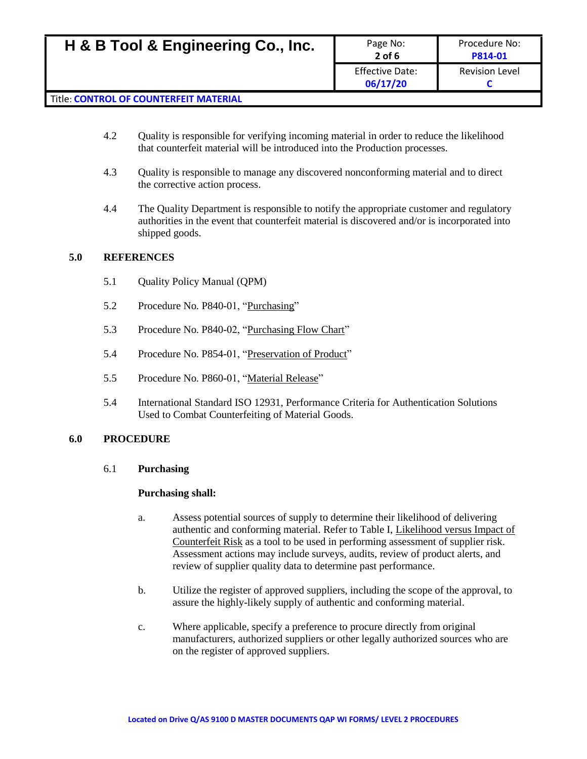4.2 Quality is responsible for verifying incoming material in order to reduce the likelihood that counterfeit material will be introduced into the Production processes.

4.3 Quality is responsible to manage any discovered nonconforming material and to direct the corrective action process.

4.4 The Quality Department is responsible to notify the appropriate customer and regulatory authorities in the event that counterfeit material is discovered and/or is incorporated into shipped goods.

## 5.0 REFERENCES

5.1 Quality Policy Manual (QPM)

5.2 Procedure No. P840-01, "Purchasing"

5.3 Procedure No. P840-02, "Purchasing Flow Chart"

5.4 Procedure No. P854-01, "Preservation of Product"

5.5 Procedure No. P860-01, "Material Release"

5.4 International Standard ISO 12931, Performance Criteria for Authentication Solutions Used to Combat Counterfeiting of Material Goods.

## 6.0 PROCEDURE

### 6.1 Purchasing

**Purchasing shall:**

a. Assess potential sources of supply to determine their likelihood of delivering authentic and conforming material. Refer to Table I, Likelihood versus Impact of Counterfeit Risk as a tool to be used in performing assessment of supplier risk. Assessment actions may include surveys, audits, review of product alerts, and review of supplier quality data to determine past performance.

b. Utilize the register of approved suppliers, including the scope of the approval, to assure the highly-likely supply of authentic and conforming material.

c. Where applicable, specify a preference to procure directly from original manufacturers, authorized suppliers or other legally authorized sources who are on the register of approved suppliers.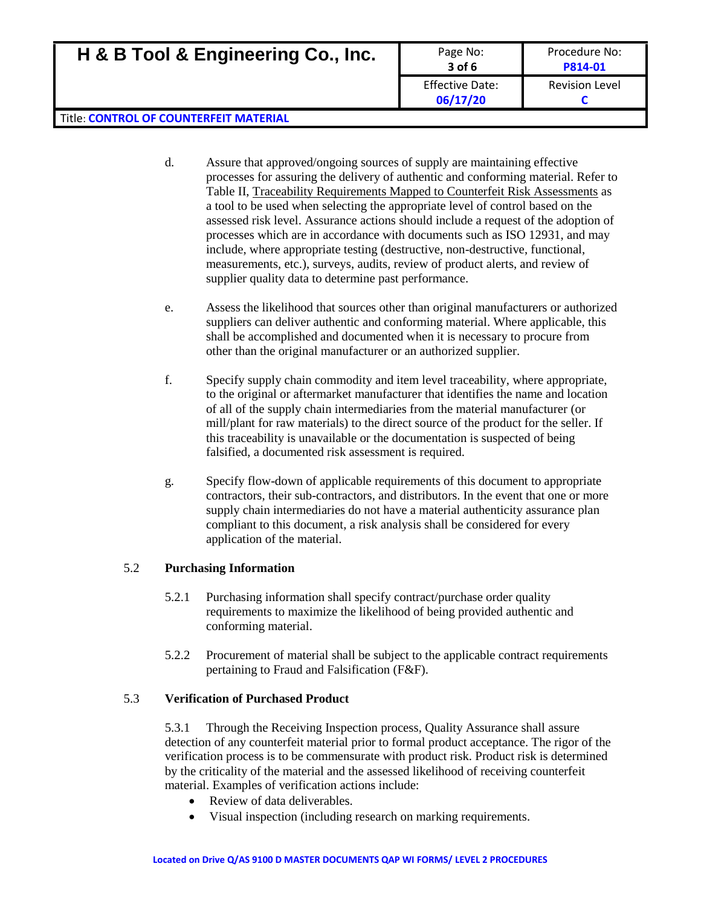d. Assure that approved/ongoing sources of supply are maintaining effective processes for assuring the delivery of authentic and conforming material. Refer to Table II, <u>Traceability Requirements Mapped to Counterfeit Risk Assessments</u> as a tool to be used when selecting the appropriate level of control based on the assessed risk level. Assurance actions should include a request of the adoption of processes which are in accordance with documents such as ISO 12931, and may include, where appropriate testing (destructive, non-destructive, functional, measurements, etc.), surveys, audits, review of product alerts, and review of supplier quality data to determine past performance.

e. Assess the likelihood that sources other than original manufacturers or authorized suppliers can deliver authentic and conforming material. Where applicable, this shall be accomplished and documented when it is necessary to procure from other than the original manufacturer or an authorized supplier.

f. Specify supply chain commodity and item level traceability, where appropriate, to the original or aftermarket manufacturer that identifies the name and location of all of the supply chain intermediaries from the material manufacturer (or mill/plant for raw materials) to the direct source of the product for the seller. If this traceability is unavailable or the documentation is suspected of being falsified, a documented risk assessment is required.

g. Specify flow-down of applicable requirements of this document to appropriate contractors, their sub-contractors, and distributors. In the event that one or more supply chain intermediaries do not have a material authenticity assurance plan compliant to this document, a risk analysis shall be considered for every application of the material.

### 5.2 Purchasing Information

5.2.1 Purchasing information shall specify contract/purchase order quality requirements to maximize the likelihood of being provided authentic and conforming material.

5.2.2 Procurement of material shall be subject to the applicable contract requirements pertaining to Fraud and Falsification (F&F).

### 5.3 Verification of Purchased Product

5.3.1 Through the Receiving Inspection process, Quality Assurance shall assure detection of any counterfeit material prior to formal product acceptance. The rigor of the verification process is to be commensurate with product risk. Product risk is determined by the criticality of the material and the assessed likelihood of receiving counterfeit material. Examples of verification actions include:

- Review of data deliverables.
- Visual inspection (including research on marking requirements.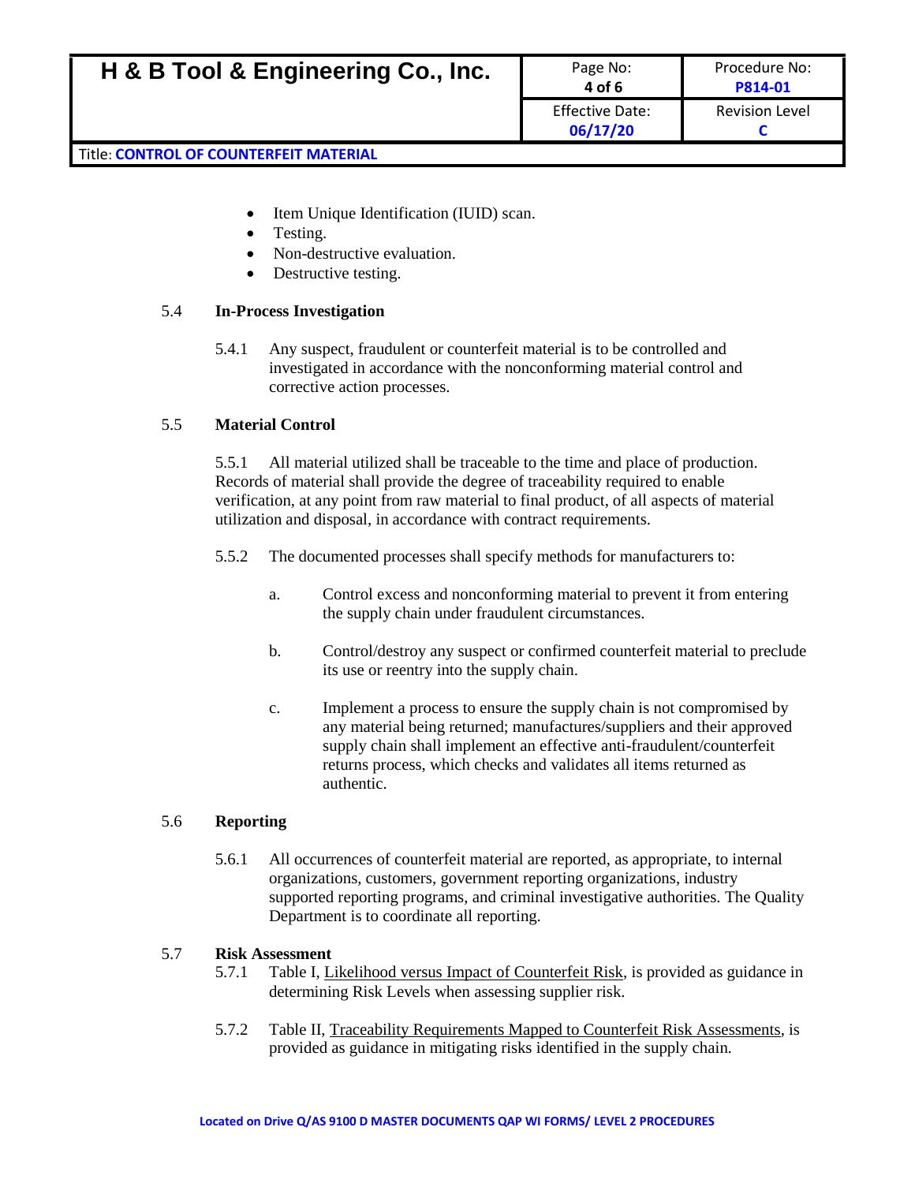- Item Unique Identification (IUID) scan.
- Testing.
- Non-destructive evaluation.
- Destructive testing.

### 5.4 In-Process Investigation

5.4.1 Any suspect, fraudulent or counterfeit material is to be controlled and investigated in accordance with the nonconforming material control and corrective action processes.

### 5.5 Material Control

5.5.1 All material utilized shall be traceable to the time and place of production. Records of material shall provide the degree of traceability required to enable verification, at any point from raw material to final product, of all aspects of material utilization and disposal, in accordance with contract requirements.

5.5.2 The documented processes shall specify methods for manufacturers to:

a. Control excess and nonconforming material to prevent it from entering the supply chain under fraudulent circumstances.

b. Control/destroy any suspect or confirmed counterfeit material to preclude its use or reentry into the supply chain.

c. Implement a process to ensure the supply chain is not compromised by any material being returned; manufactures/suppliers and their approved supply chain shall implement an effective anti-fraudulent/counterfeit returns process, which checks and validates all items returned as authentic.

### 5.6 Reporting

5.6.1 All occurrences of counterfeit material are reported, as appropriate, to internal organizations, customers, government reporting organizations, industry supported reporting programs, and criminal investigative authorities. The Quality Department is to coordinate all reporting.

### 5.7 Risk Assessment

5.7.1 Table I, Likelihood versus Impact of Counterfeit Risk, is provided as guidance in determining Risk Levels when assessing supplier risk.

5.7.2 Table II, Traceability Requirements Mapped to Counterfeit Risk Assessments, is provided as guidance in mitigating risks identified in the supply chain.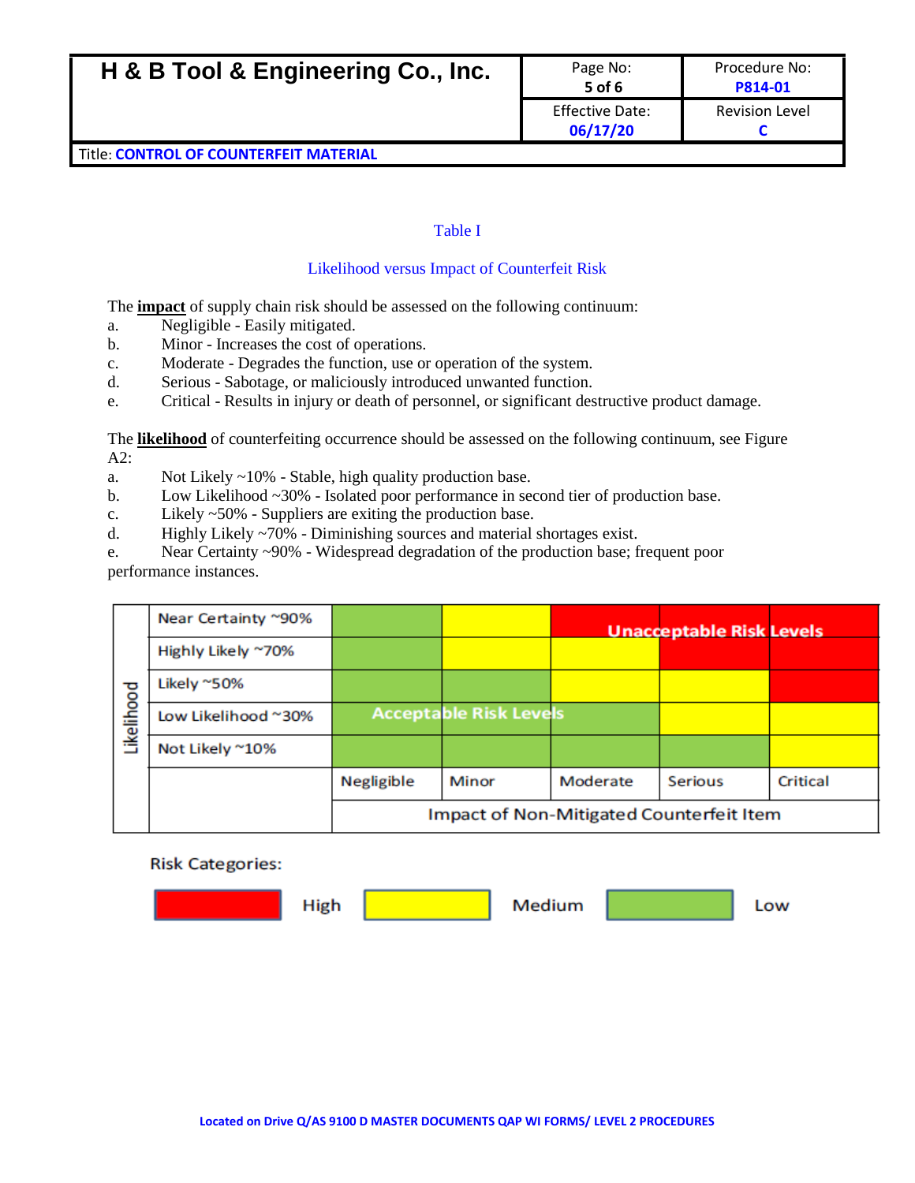Table I

Likelihood versus Impact of Counterfeit Risk

The **impact** of supply chain risk should be assessed on the following continuum:

a. Negligible - Easily mitigated.
b. Minor - Increases the cost of operations.
c. Moderate - Degrades the function, use or operation of the system.
d. Serious - Sabotage, or maliciously introduced unwanted function.
e. Critical - Results in injury or death of personnel, or significant destructive product damage.

The **likelihood** of counterfeiting occurrence should be assessed on the following continuum, see Figure A2:

a. Not Likely ~10% - Stable, high quality production base.
b. Low Likelihood ~30% - Isolated poor performance in second tier of production base.
c. Likely ~50% - Suppliers are exiting the production base.
d. Highly Likely ~70% - Diminishing sources and material shortages exist.
e. Near Certainty ~90% - Widespread degradation of the production base; frequent poor performance instances.

| Likelihood | Negligible | Minor | Moderate | Serious | Critical |
|---|---|---|---|---|---|
| Near Certainty ~90% | Low | Medium | High | High | High |
| Highly Likely ~70% | Low | Medium | Medium | High | High |
| Likely ~50% | Low | Low | Medium | Medium | High |
| Low Likelihood ~30% | Low | Low | Low | Medium | Medium |
| Not Likely ~10% | Low | Low | Low | Low | Medium |

Impact of Non-Mitigated Counterfeit Item

Unacceptable Risk Levels (upper right) / Acceptable Risk Levels (lower left)

Risk Categories:

High (red) | Medium (yellow) | Low (green)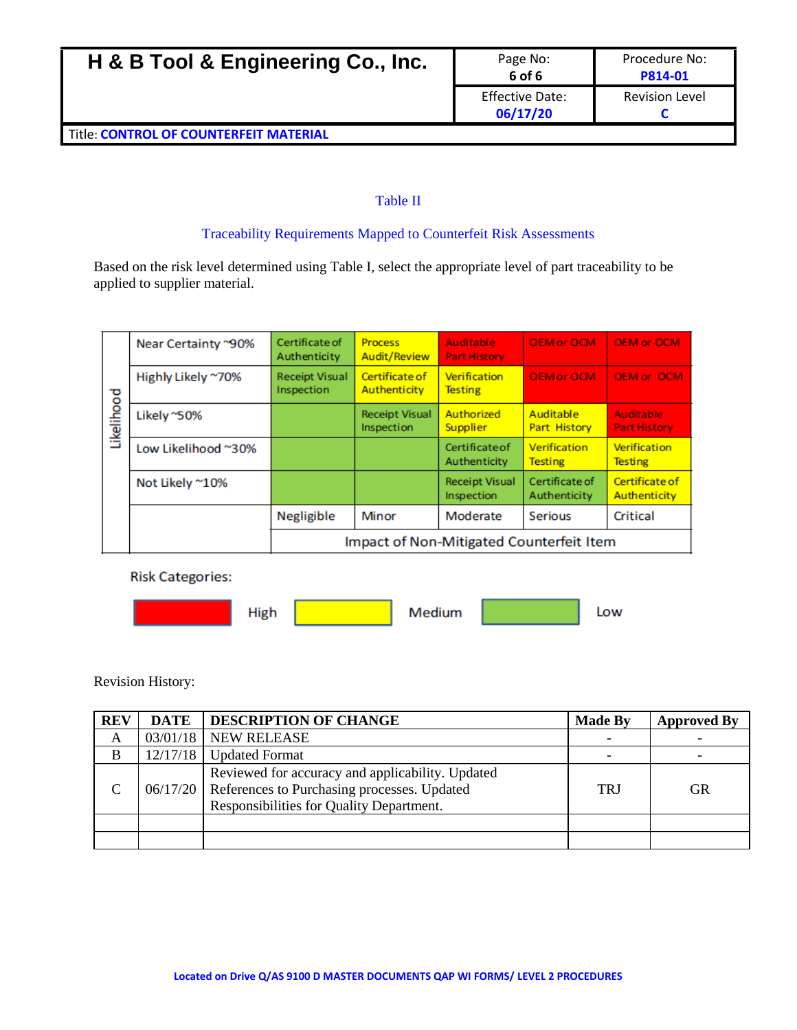## Table II

### Traceability Requirements Mapped to Counterfeit Risk Assessments

Based on the risk level determined using Table I, select the appropriate level of part traceability to be applied to supplier material.

| Likelihood | | | | | |
|---|---|---|---|---|---|
| Near Certainty ~90% | Certificate of Authenticity | Process Audit/Review | Auditable Part History | OEM or OCM | OEM or OCM |
| Highly Likely ~70% | Receipt Visual Inspection | Certificate of Authenticity | Verification Testing | OEM or OCM | OEM or OCM |
| Likely ~50% | | Receipt Visual Inspection | Authorized Supplier | Auditable Part History | Auditable Part History |
| Low Likelihood ~30% | | | Certificate of Authenticity | Verification Testing | Verification Testing |
| Not Likely ~10% | | | Receipt Visual Inspection | Certificate of Authenticity | Certificate of Authenticity |
| | Negligible | Minor | Moderate | Serious | Critical |
| | Impact of Non-Mitigated Counterfeit Item | | | | |

Risk Categories:

High Medium Low

Revision History:

| REV | DATE | DESCRIPTION OF CHANGE | Made By | Approved By |
|---|---|---|---|---|
| A | 03/01/18 | NEW RELEASE | - | - |
| B | 12/17/18 | Updated Format | - | - |
| C | 06/17/20 | Reviewed for accuracy and applicability. Updated References to Purchasing processes. Updated Responsibilities for Quality Department. | TRJ | GR |
| | | | | |
| | | | | |